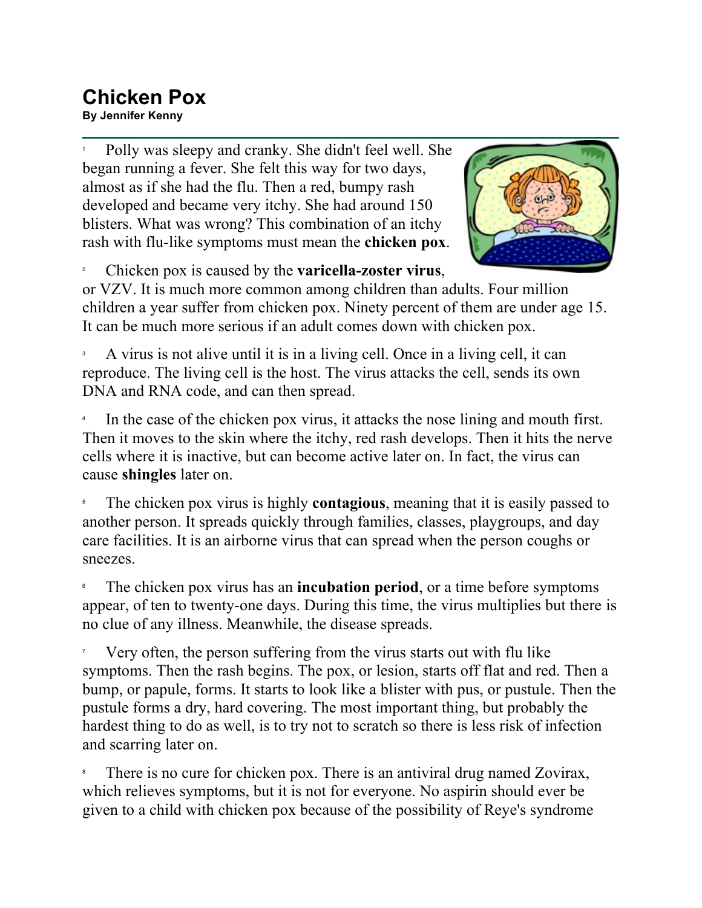# Chicken Pox

**By Jennifer Kenny**

1 Polly was sleepy and cranky. She didn't feel well. She began running a fever. She felt this way for two days, almost as if she had the flu. Then a red, bumpy rash developed and became very itchy. She had around 150 blisters. What was wrong? This combination of an itchy rash with flu-like symptoms must mean the **chicken pox**.

2 Chicken pox is caused by the **varicella-zoster virus**, or VZV. It is much more common among children than adults. Four million children a year suffer from chicken pox. Ninety percent of them are under age 15. It can be much more serious if an adult comes down with chicken pox.

3 A virus is not alive until it is in a living cell. Once in a living cell, it can reproduce. The living cell is the host. The virus attacks the cell, sends its own DNA and RNA code, and can then spread.

4 In the case of the chicken pox virus, it attacks the nose lining and mouth first. Then it moves to the skin where the itchy, red rash develops. Then it hits the nerve cells where it is inactive, but can become active later on. In fact, the virus can cause **shingles** later on.

5 The chicken pox virus is highly **contagious**, meaning that it is easily passed to another person. It spreads quickly through families, classes, playgroups, and day care facilities. It is an airborne virus that can spread when the person coughs or sneezes.

6 The chicken pox virus has an **incubation period**, or a time before symptoms appear, of ten to twenty-one days. During this time, the virus multiplies but there is no clue of any illness. Meanwhile, the disease spreads.

7 Very often, the person suffering from the virus starts out with flu like symptoms. Then the rash begins. The pox, or lesion, starts off flat and red. Then a bump, or papule, forms. It starts to look like a blister with pus, or pustule. Then the pustule forms a dry, hard covering. The most important thing, but probably the hardest thing to do as well, is to try not to scratch so there is less risk of infection and scarring later on.

8 There is no cure for chicken pox. There is an antiviral drug named Zovirax, which relieves symptoms, but it is not for everyone. No aspirin should ever be given to a child with chicken pox because of the possibility of Reye's syndrome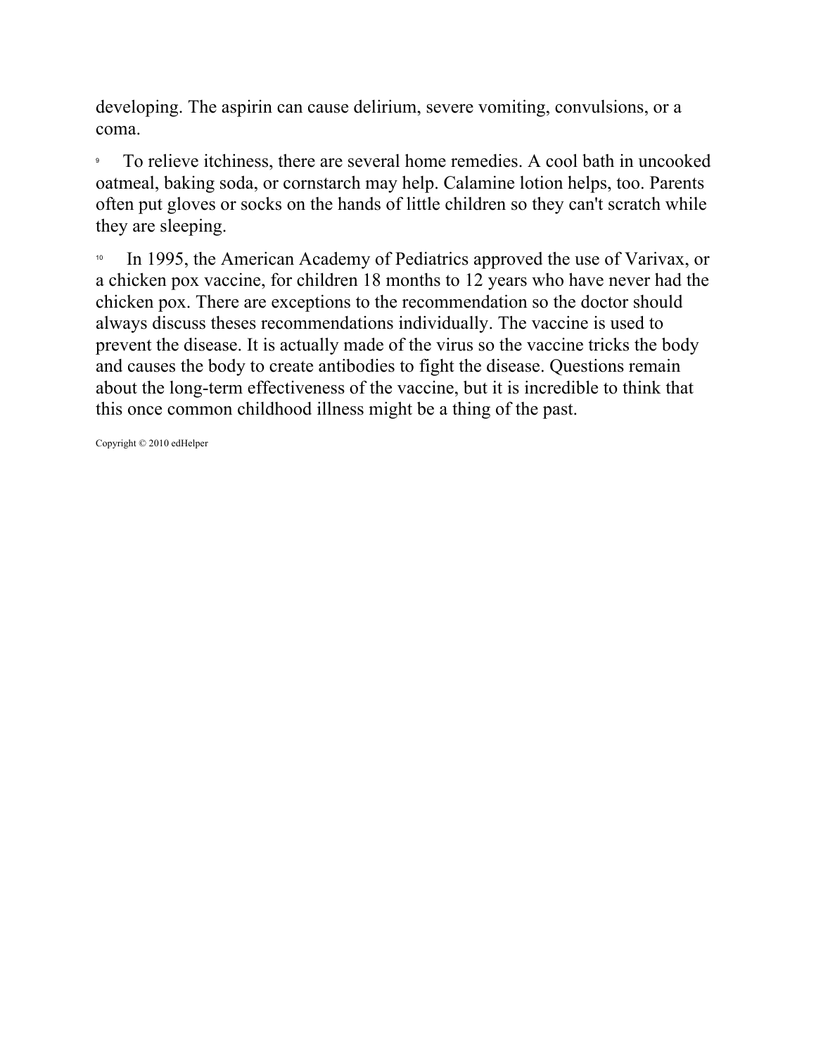developing. The aspirin can cause delirium, severe vomiting, convulsions, or a coma.

9 To relieve itchiness, there are several home remedies. A cool bath in uncooked oatmeal, baking soda, or cornstarch may help. Calamine lotion helps, too. Parents often put gloves or socks on the hands of little children so they can't scratch while they are sleeping.

10 In 1995, the American Academy of Pediatrics approved the use of Varivax, or a chicken pox vaccine, for children 18 months to 12 years who have never had the chicken pox. There are exceptions to the recommendation so the doctor should always discuss theses recommendations individually. The vaccine is used to prevent the disease. It is actually made of the virus so the vaccine tricks the body and causes the body to create antibodies to fight the disease. Questions remain about the long-term effectiveness of the vaccine, but it is incredible to think that this once common childhood illness might be a thing of the past.

Copyright © 2010 edHelper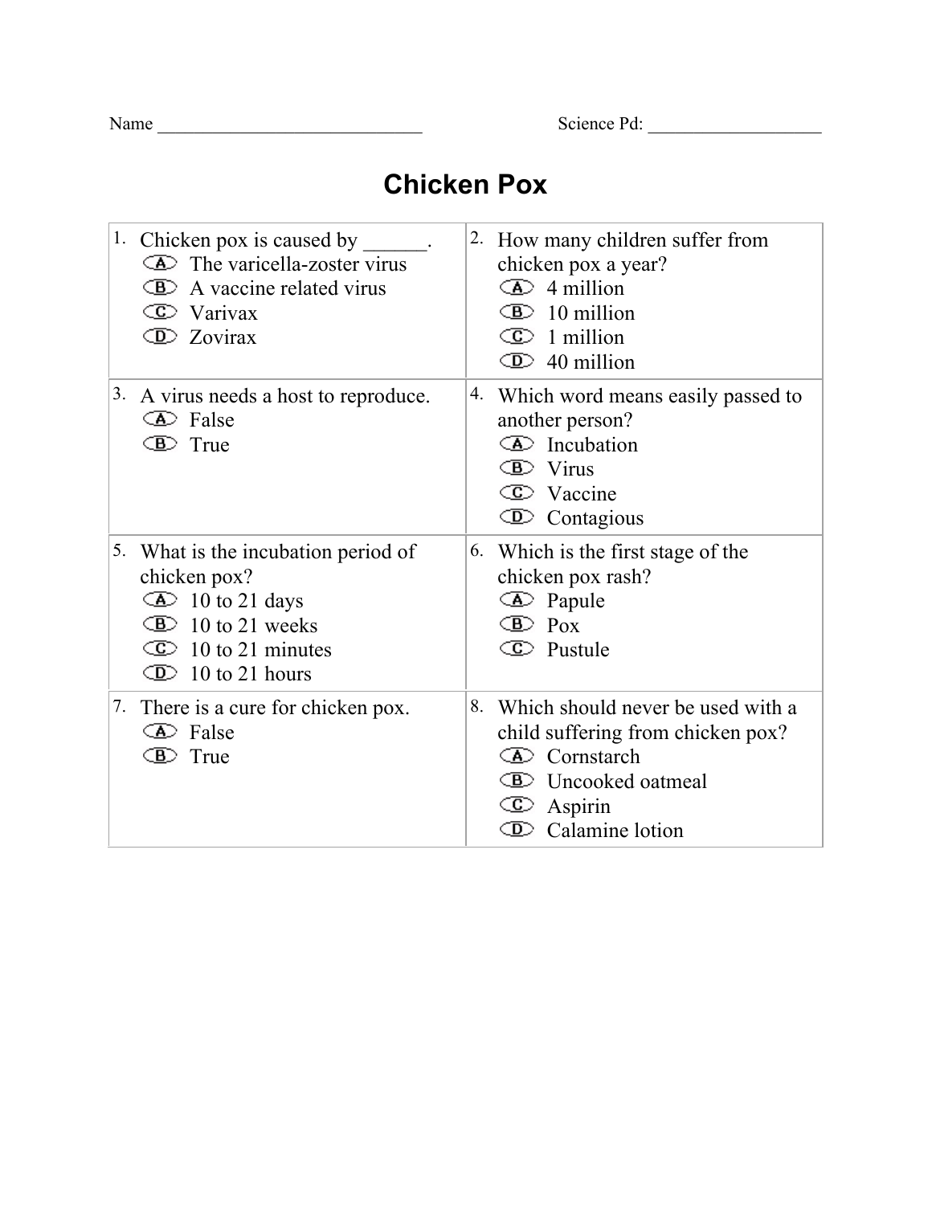Name ____________________________ Science Pd: __________________

# Chicken Pox

1. Chicken pox is caused by ______.
   - (A) The varicella-zoster virus
   - (B) A vaccine related virus
   - (C) Varivax
   - (D) Zovirax

2. How many children suffer from chicken pox a year?
   - (A) 4 million
   - (B) 10 million
   - (C) 1 million
   - (D) 40 million

3. A virus needs a host to reproduce.
   - (A) False
   - (B) True

4. Which word means easily passed to another person?
   - (A) Incubation
   - (B) Virus
   - (C) Vaccine
   - (D) Contagious

5. What is the incubation period of chicken pox?
   - (A) 10 to 21 days
   - (B) 10 to 21 weeks
   - (C) 10 to 21 minutes
   - (D) 10 to 21 hours

6. Which is the first stage of the chicken pox rash?
   - (A) Papule
   - (B) Pox
   - (C) Pustule

7. There is a cure for chicken pox.
   - (A) False
   - (B) True

8. Which should never be used with a child suffering from chicken pox?
   - (A) Cornstarch
   - (B) Uncooked oatmeal
   - (C) Aspirin
   - (D) Calamine lotion